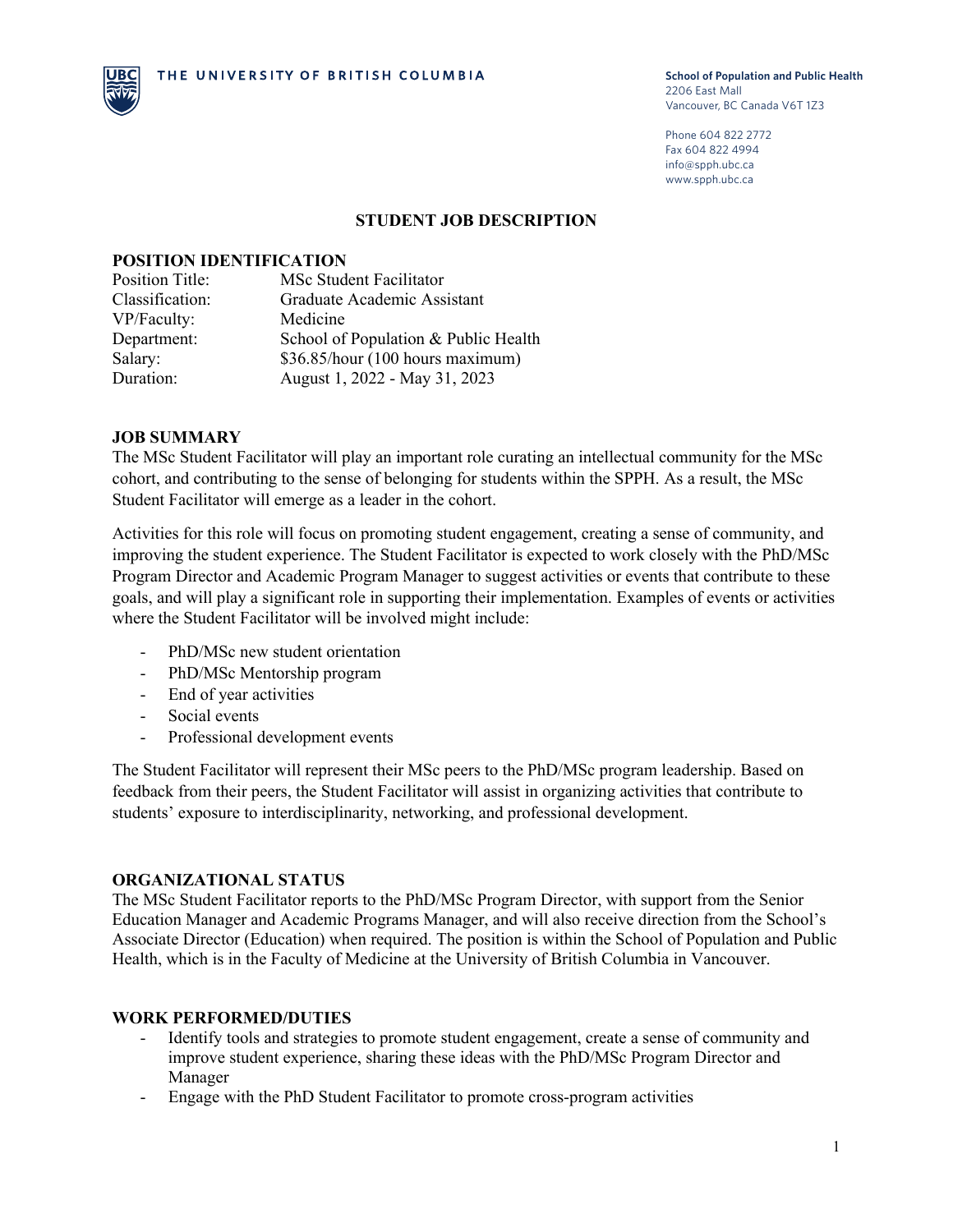THE UNIVERSITY OF BRITISH COLUMBIA

**School of Population and Public Health**
2206 East Mall
Vancouver, BC Canada V6T 1Z3

Phone 604 822 2772
Fax 604 822 4994
info@spph.ubc.ca
www.spph.ubc.ca

# STUDENT JOB DESCRIPTION

## POSITION IDENTIFICATION

| | |
|---|---|
| Position Title: | MSc Student Facilitator |
| Classification: | Graduate Academic Assistant |
| VP/Faculty: | Medicine |
| Department: | School of Population & Public Health |
| Salary: | $36.85/hour (100 hours maximum) |
| Duration: | August 1, 2022 - May 31, 2023 |

## JOB SUMMARY

The MSc Student Facilitator will play an important role curating an intellectual community for the MSc cohort, and contributing to the sense of belonging for students within the SPPH. As a result, the MSc Student Facilitator will emerge as a leader in the cohort.

Activities for this role will focus on promoting student engagement, creating a sense of community, and improving the student experience. The Student Facilitator is expected to work closely with the PhD/MSc Program Director and Academic Program Manager to suggest activities or events that contribute to these goals, and will play a significant role in supporting their implementation. Examples of events or activities where the Student Facilitator will be involved might include:

- PhD/MSc new student orientation
- PhD/MSc Mentorship program
- End of year activities
- Social events
- Professional development events

The Student Facilitator will represent their MSc peers to the PhD/MSc program leadership. Based on feedback from their peers, the Student Facilitator will assist in organizing activities that contribute to students' exposure to interdisciplinarity, networking, and professional development.

## ORGANIZATIONAL STATUS

The MSc Student Facilitator reports to the PhD/MSc Program Director, with support from the Senior Education Manager and Academic Programs Manager, and will also receive direction from the School's Associate Director (Education) when required. The position is within the School of Population and Public Health, which is in the Faculty of Medicine at the University of British Columbia in Vancouver.

## WORK PERFORMED/DUTIES

- Identify tools and strategies to promote student engagement, create a sense of community and improve student experience, sharing these ideas with the PhD/MSc Program Director and Manager
- Engage with the PhD Student Facilitator to promote cross-program activities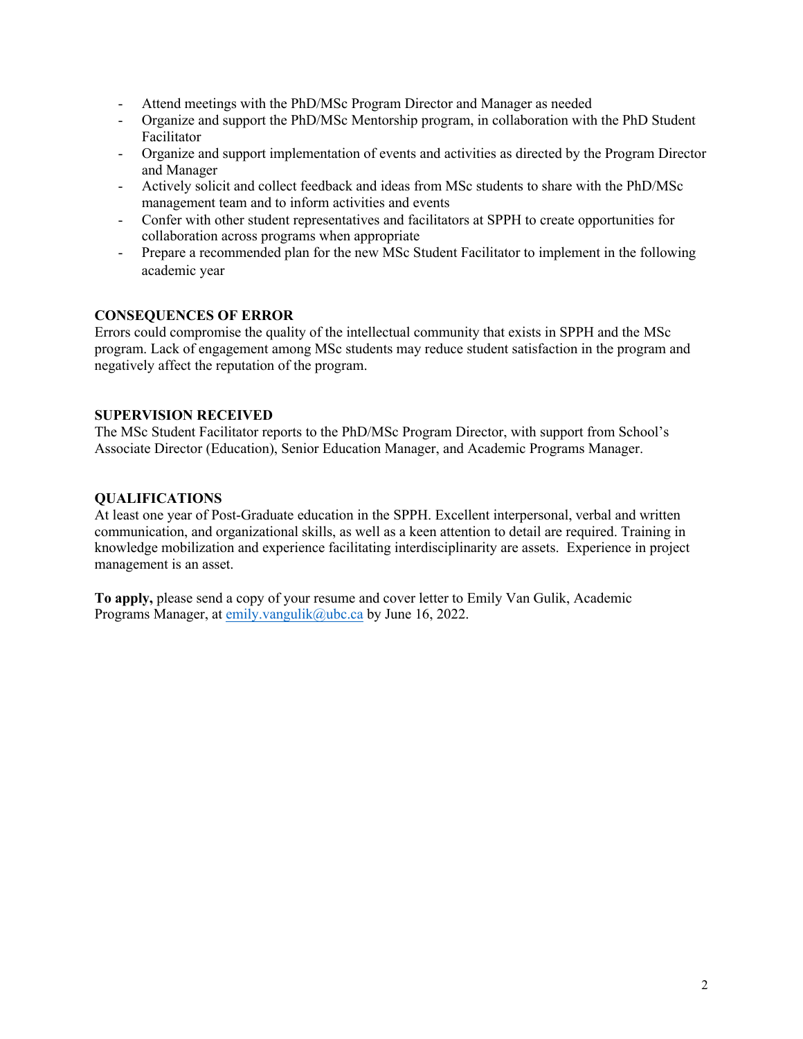- Attend meetings with the PhD/MSc Program Director and Manager as needed
- Organize and support the PhD/MSc Mentorship program, in collaboration with the PhD Student Facilitator
- Organize and support implementation of events and activities as directed by the Program Director and Manager
- Actively solicit and collect feedback and ideas from MSc students to share with the PhD/MSc management team and to inform activities and events
- Confer with other student representatives and facilitators at SPPH to create opportunities for collaboration across programs when appropriate
- Prepare a recommended plan for the new MSc Student Facilitator to implement in the following academic year

## CONSEQUENCES OF ERROR

Errors could compromise the quality of the intellectual community that exists in SPPH and the MSc program. Lack of engagement among MSc students may reduce student satisfaction in the program and negatively affect the reputation of the program.

## SUPERVISION RECEIVED

The MSc Student Facilitator reports to the PhD/MSc Program Director, with support from School's Associate Director (Education), Senior Education Manager, and Academic Programs Manager.

## QUALIFICATIONS

At least one year of Post-Graduate education in the SPPH. Excellent interpersonal, verbal and written communication, and organizational skills, as well as a keen attention to detail are required. Training in knowledge mobilization and experience facilitating interdisciplinarity are assets. Experience in project management is an asset.

**To apply,** please send a copy of your resume and cover letter to Emily Van Gulik, Academic Programs Manager, at emily.vangulik@ubc.ca by June 16, 2022.